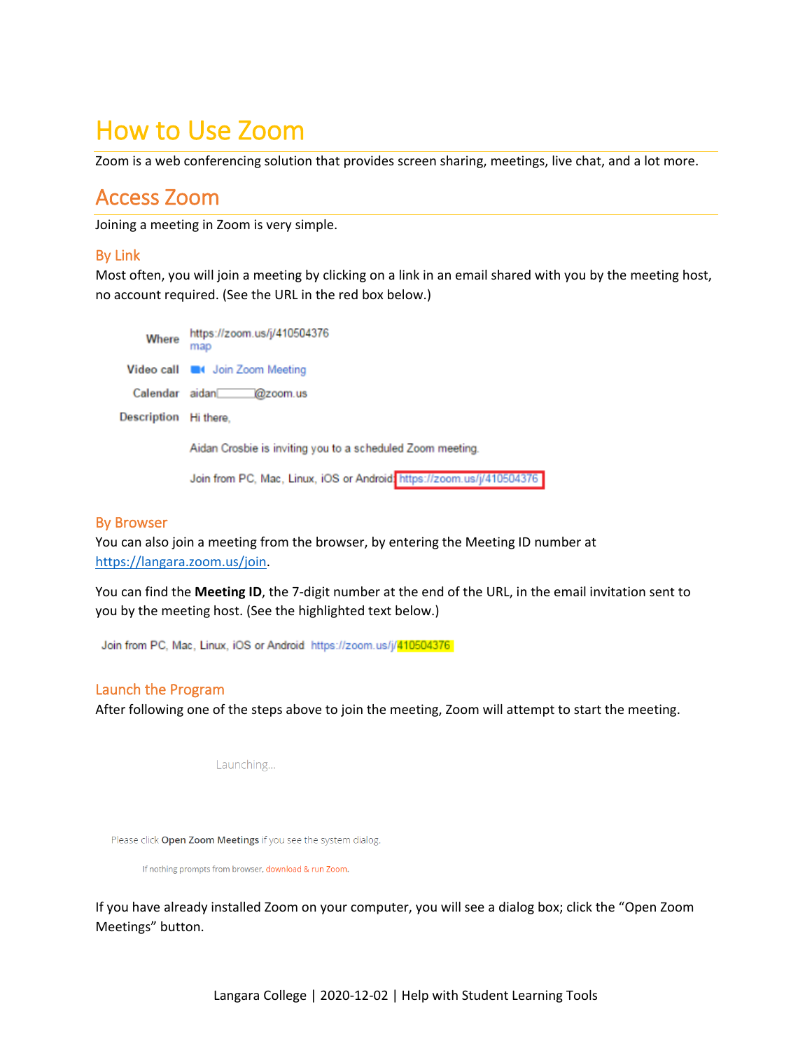# How to Use Zoom

Zoom is a web conferencing solution that provides screen sharing, meetings, live chat, and a lot more.

## Access Zoom

Joining a meeting in Zoom is very simple.

### By Link

Most often, you will join a meeting by clicking on a link in an email shared with you by the meeting host, no account required. (See the URL in the red box below.)

| | |
|---|---|
| Where | https://zoom.us/j/410504376 map |
| Video call | Join Zoom Meeting |
| Calendar | aidan@zoom.us |
| Description | Hi there, |
| | Aidan Crosbie is inviting you to a scheduled Zoom meeting. |
| | Join from PC, Mac, Linux, iOS or Android: https://zoom.us/j/410504376 |

### By Browser

You can also join a meeting from the browser, by entering the Meeting ID number at https://langara.zoom.us/join.

You can find the **Meeting ID**, the 7-digit number at the end of the URL, in the email invitation sent to you by the meeting host. (See the highlighted text below.)

Join from PC, Mac, Linux, iOS or Android https://zoom.us/j/410504376

### Launch the Program

After following one of the steps above to join the meeting, Zoom will attempt to start the meeting.

Launching...

Please click **Open Zoom Meetings** if you see the system dialog.

If nothing prompts from browser, download & run Zoom.

If you have already installed Zoom on your computer, you will see a dialog box; click the "Open Zoom Meetings" button.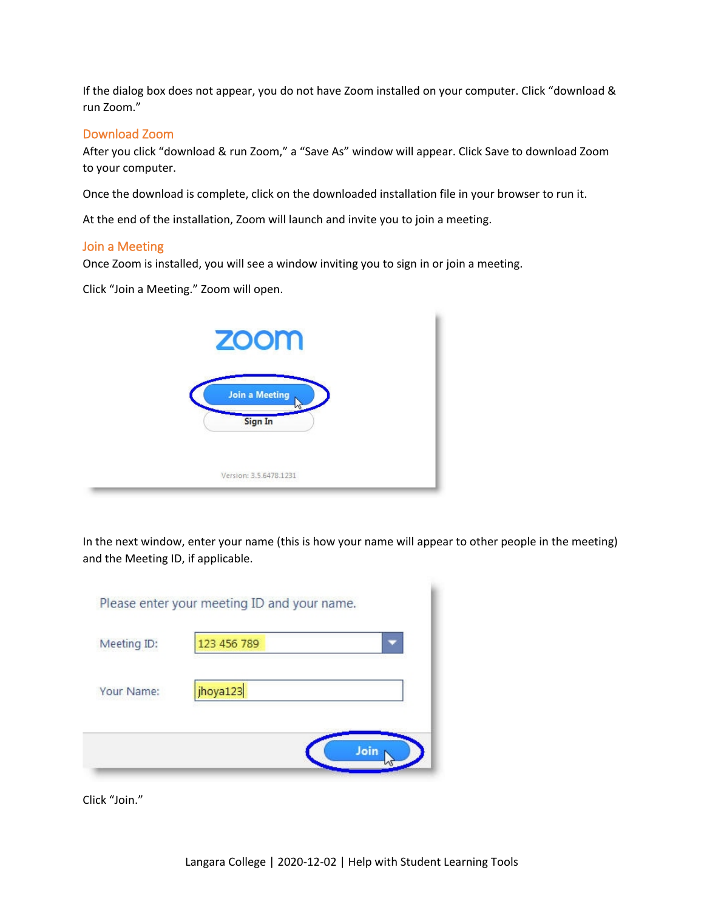If the dialog box does not appear, you do not have Zoom installed on your computer. Click "download & run Zoom."

## Download Zoom

After you click "download & run Zoom," a "Save As" window will appear. Click Save to download Zoom to your computer.

Once the download is complete, click on the downloaded installation file in your browser to run it.

At the end of the installation, Zoom will launch and invite you to join a meeting.

## Join a Meeting

Once Zoom is installed, you will see a window inviting you to sign in or join a meeting.

Click "Join a Meeting." Zoom will open.

In the next window, enter your name (this is how your name will appear to other people in the meeting) and the Meeting ID, if applicable.

Click "Join."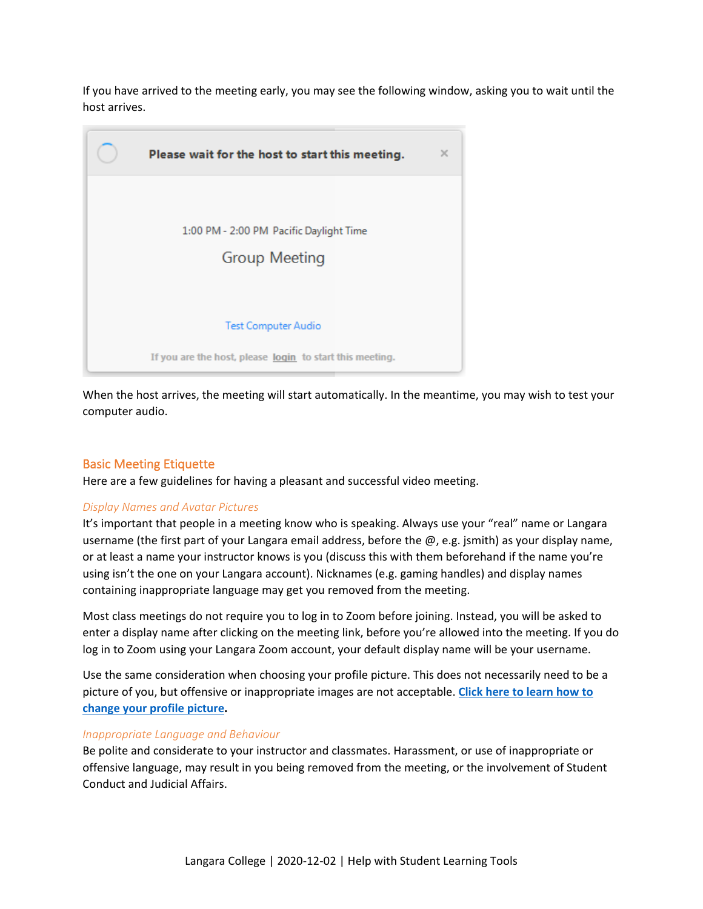If you have arrived to the meeting early, you may see the following window, asking you to wait until the host arrives.

When the host arrives, the meeting will start automatically. In the meantime, you may wish to test your computer audio.

## Basic Meeting Etiquette

Here are a few guidelines for having a pleasant and successful video meeting.

### *Display Names and Avatar Pictures*

It's important that people in a meeting know who is speaking. Always use your "real" name or Langara username (the first part of your Langara email address, before the @, e.g. jsmith) as your display name, or at least a name your instructor knows is you (discuss this with them beforehand if the name you're using isn't the one on your Langara account). Nicknames (e.g. gaming handles) and display names containing inappropriate language may get you removed from the meeting.

Most class meetings do not require you to log in to Zoom before joining. Instead, you will be asked to enter a display name after clicking on the meeting link, before you're allowed into the meeting. If you do log in to Zoom using your Langara Zoom account, your default display name will be your username.

Use the same consideration when choosing your profile picture. This does not necessarily need to be a picture of you, but offensive or inappropriate images are not acceptable. **Click here to learn how to change your profile picture**.

### *Inappropriate Language and Behaviour*

Be polite and considerate to your instructor and classmates. Harassment, or use of inappropriate or offensive language, may result in you being removed from the meeting, or the involvement of Student Conduct and Judicial Affairs.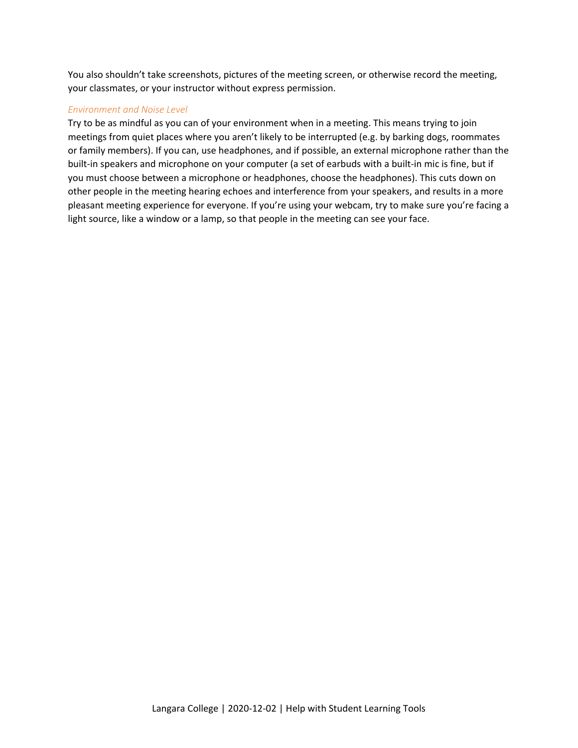You also shouldn't take screenshots, pictures of the meeting screen, or otherwise record the meeting, your classmates, or your instructor without express permission.

### *Environment and Noise Level*

Try to be as mindful as you can of your environment when in a meeting. This means trying to join meetings from quiet places where you aren't likely to be interrupted (e.g. by barking dogs, roommates or family members). If you can, use headphones, and if possible, an external microphone rather than the built-in speakers and microphone on your computer (a set of earbuds with a built-in mic is fine, but if you must choose between a microphone or headphones, choose the headphones). This cuts down on other people in the meeting hearing echoes and interference from your speakers, and results in a more pleasant meeting experience for everyone. If you're using your webcam, try to make sure you're facing a light source, like a window or a lamp, so that people in the meeting can see your face.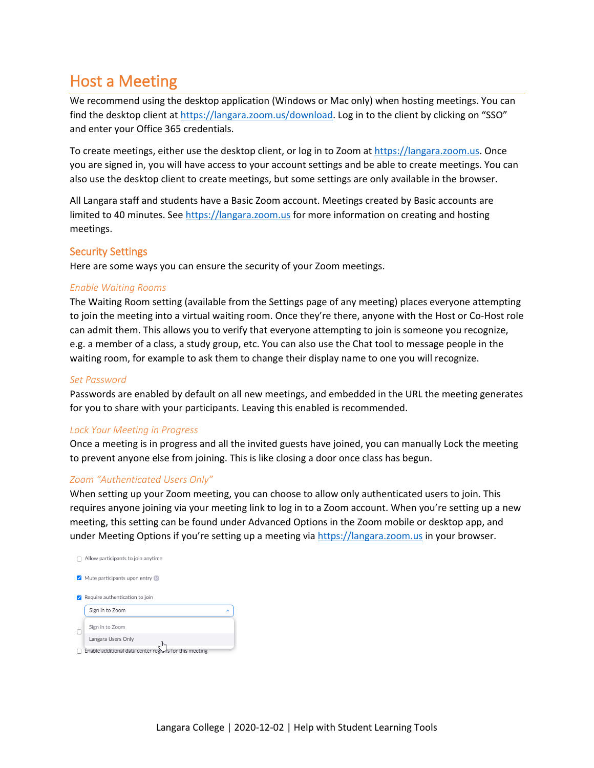# Host a Meeting

We recommend using the desktop application (Windows or Mac only) when hosting meetings. You can find the desktop client at [https://langara.zoom.us/download](https://langara.zoom.us/download). Log in to the client by clicking on "SSO" and enter your Office 365 credentials.

To create meetings, either use the desktop client, or log in to Zoom at [https://langara.zoom.us](https://langara.zoom.us). Once you are signed in, you will have access to your account settings and be able to create meetings. You can also use the desktop client to create meetings, but some settings are only available in the browser.

All Langara staff and students have a Basic Zoom account. Meetings created by Basic accounts are limited to 40 minutes. See [https://langara.zoom.us](https://langara.zoom.us) for more information on creating and hosting meetings.

## Security Settings

Here are some ways you can ensure the security of your Zoom meetings.

### *Enable Waiting Rooms*

The Waiting Room setting (available from the Settings page of any meeting) places everyone attempting to join the meeting into a virtual waiting room. Once they're there, anyone with the Host or Co-Host role can admit them. This allows you to verify that everyone attempting to join is someone you recognize, e.g. a member of a class, a study group, etc. You can also use the Chat tool to message people in the waiting room, for example to ask them to change their display name to one you will recognize.

### *Set Password*

Passwords are enabled by default on all new meetings, and embedded in the URL the meeting generates for you to share with your participants. Leaving this enabled is recommended.

### *Lock Your Meeting in Progress*

Once a meeting is in progress and all the invited guests have joined, you can manually Lock the meeting to prevent anyone else from joining. This is like closing a door once class has begun.

### *Zoom "Authenticated Users Only"*

When setting up your Zoom meeting, you can choose to allow only authenticated users to join. This requires anyone joining via your meeting link to log in to a Zoom account. When you're setting up a new meeting, this setting can be found under Advanced Options in the Zoom mobile or desktop app, and under Meeting Options if you're setting up a meeting via [https://langara.zoom.us](https://langara.zoom.us) in your browser.

- [ ] Allow participants to join anytime
- [x] Mute participants upon entry
- [x] Require authentication to join
  - Sign in to Zoom
    - Sign in to Zoom
    - Langara Users Only
- [ ] Enable additional data center regions for this meeting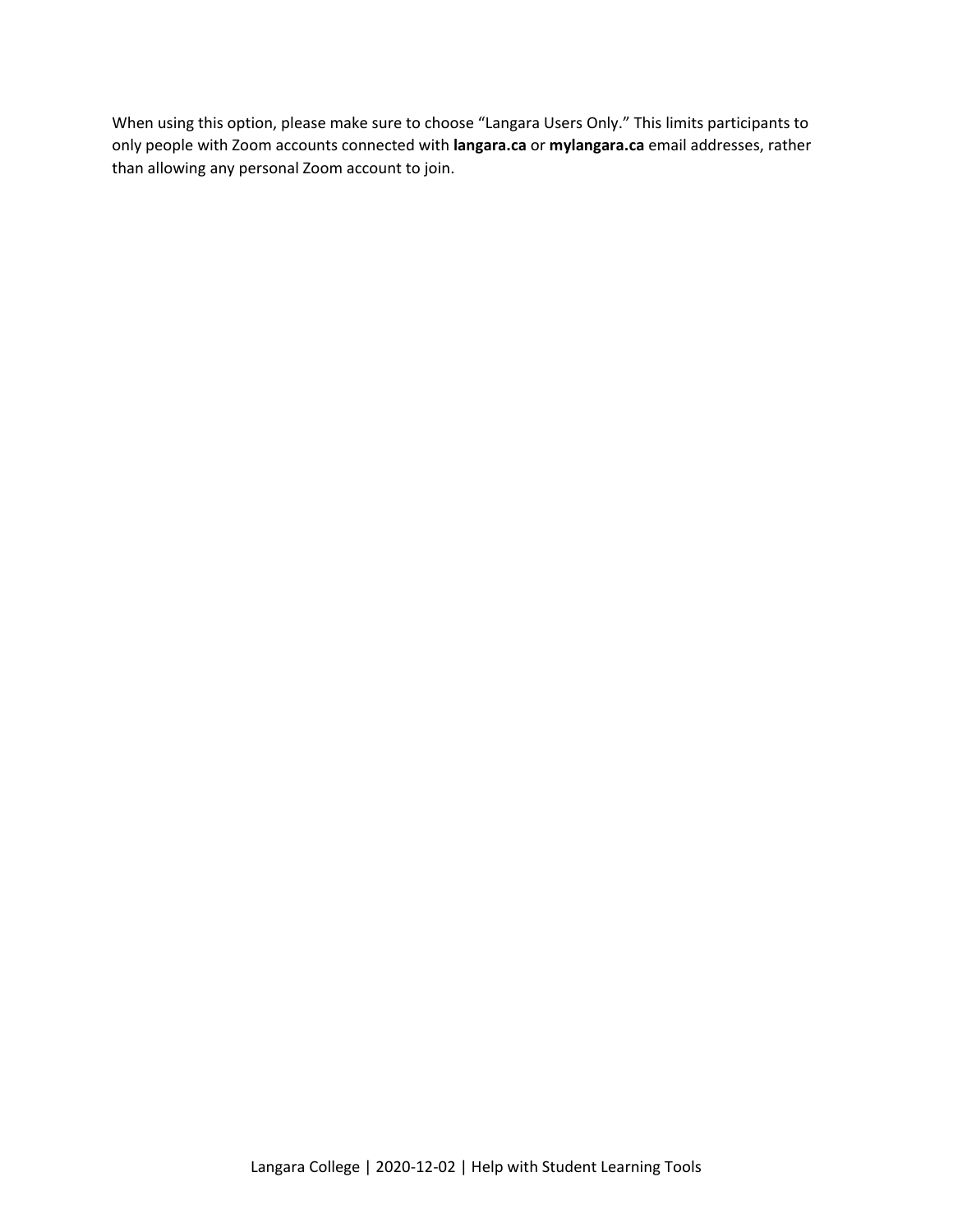When using this option, please make sure to choose "Langara Users Only." This limits participants to only people with Zoom accounts connected with **langara.ca** or **mylangara.ca** email addresses, rather than allowing any personal Zoom account to join.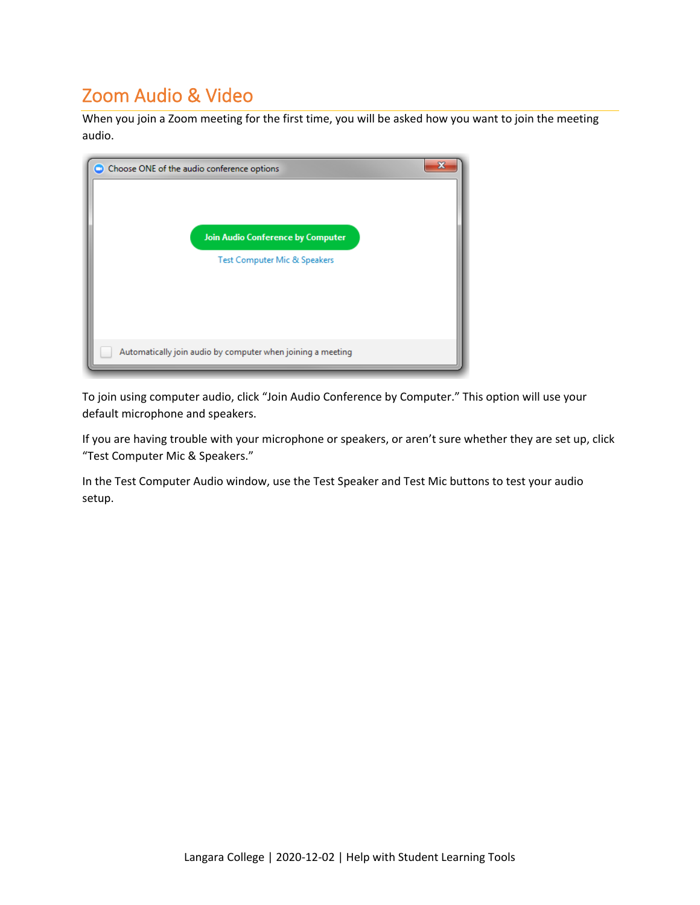# Zoom Audio & Video

When you join a Zoom meeting for the first time, you will be asked how you want to join the meeting audio.

To join using computer audio, click "Join Audio Conference by Computer." This option will use your default microphone and speakers.

If you are having trouble with your microphone or speakers, or aren't sure whether they are set up, click "Test Computer Mic & Speakers."

In the Test Computer Audio window, use the Test Speaker and Test Mic buttons to test your audio setup.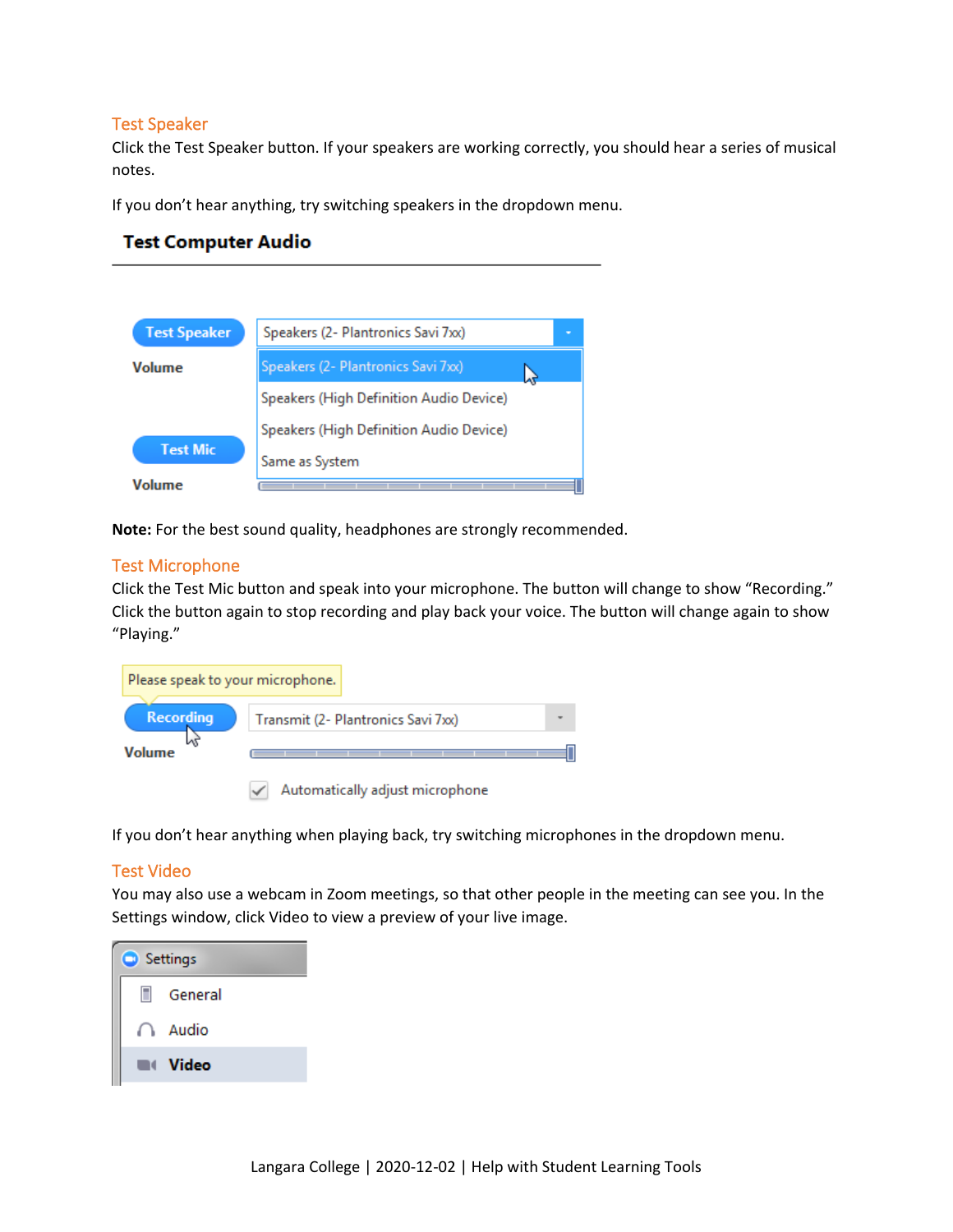## Test Speaker

Click the Test Speaker button. If your speakers are working correctly, you should hear a series of musical notes.

If you don't hear anything, try switching speakers in the dropdown menu.

**Note:** For the best sound quality, headphones are strongly recommended.

## Test Microphone

Click the Test Mic button and speak into your microphone. The button will change to show "Recording." Click the button again to stop recording and play back your voice. The button will change again to show "Playing."

If you don't hear anything when playing back, try switching microphones in the dropdown menu.

## Test Video

You may also use a webcam in Zoom meetings, so that other people in the meeting can see you. In the Settings window, click Video to view a preview of your live image.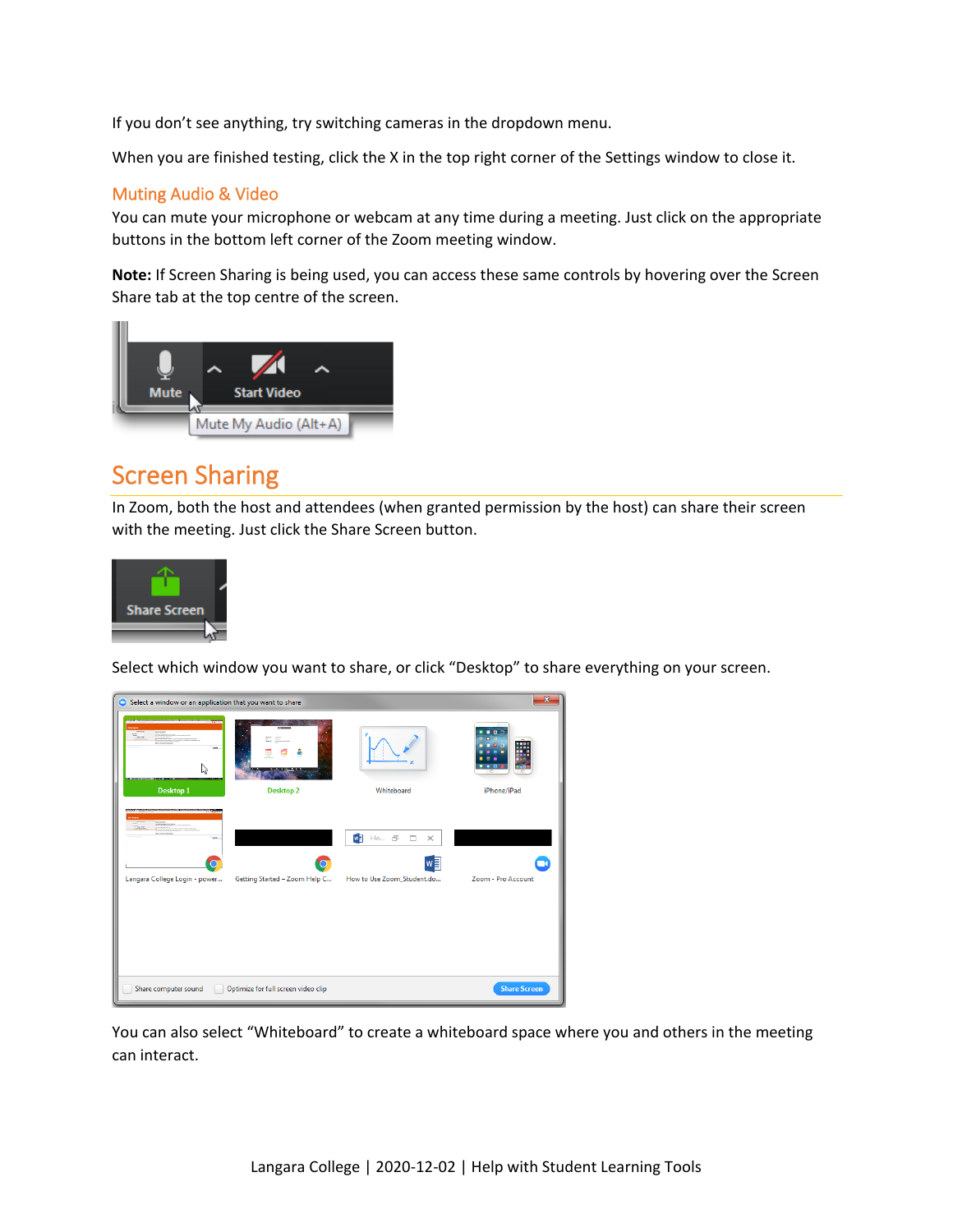If you don't see anything, try switching cameras in the dropdown menu.

When you are finished testing, click the X in the top right corner of the Settings window to close it.

### Muting Audio & Video

You can mute your microphone or webcam at any time during a meeting. Just click on the appropriate buttons in the bottom left corner of the Zoom meeting window.

**Note:** If Screen Sharing is being used, you can access these same controls by hovering over the Screen Share tab at the top centre of the screen.

## Screen Sharing

In Zoom, both the host and attendees (when granted permission by the host) can share their screen with the meeting. Just click the Share Screen button.

Select which window you want to share, or click "Desktop" to share everything on your screen.

You can also select "Whiteboard" to create a whiteboard space where you and others in the meeting can interact.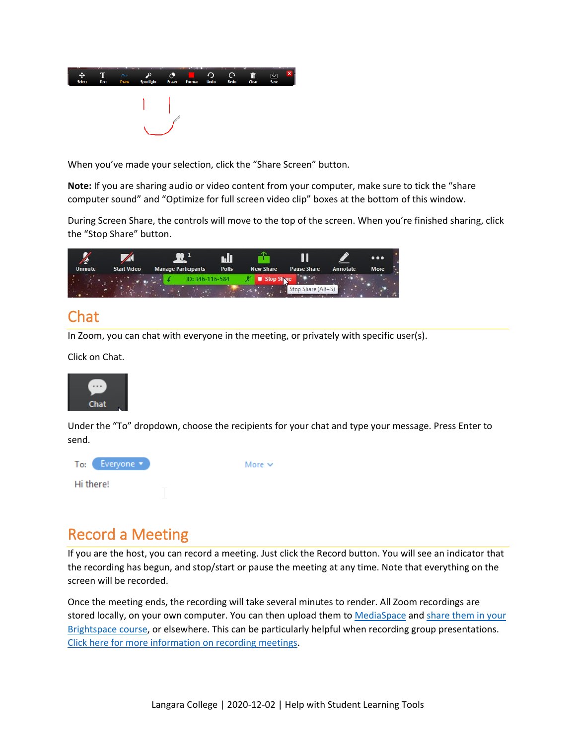When you've made your selection, click the "Share Screen" button.

**Note:** If you are sharing audio or video content from your computer, make sure to tick the "share computer sound" and "Optimize for full screen video clip" boxes at the bottom of this window.

During Screen Share, the controls will move to the top of the screen. When you're finished sharing, click the "Stop Share" button.

## Chat

In Zoom, you can chat with everyone in the meeting, or privately with specific user(s).

Click on Chat.

Under the "To" dropdown, choose the recipients for your chat and type your message. Press Enter to send.

## Record a Meeting

If you are the host, you can record a meeting. Just click the Record button. You will see an indicator that the recording has begun, and stop/start or pause the meeting at any time. Note that everything on the screen will be recorded.

Once the meeting ends, the recording will take several minutes to render. All Zoom recordings are stored locally, on your own computer. You can then upload them to MediaSpace and share them in your Brightspace course, or elsewhere. This can be particularly helpful when recording group presentations. Click here for more information on recording meetings.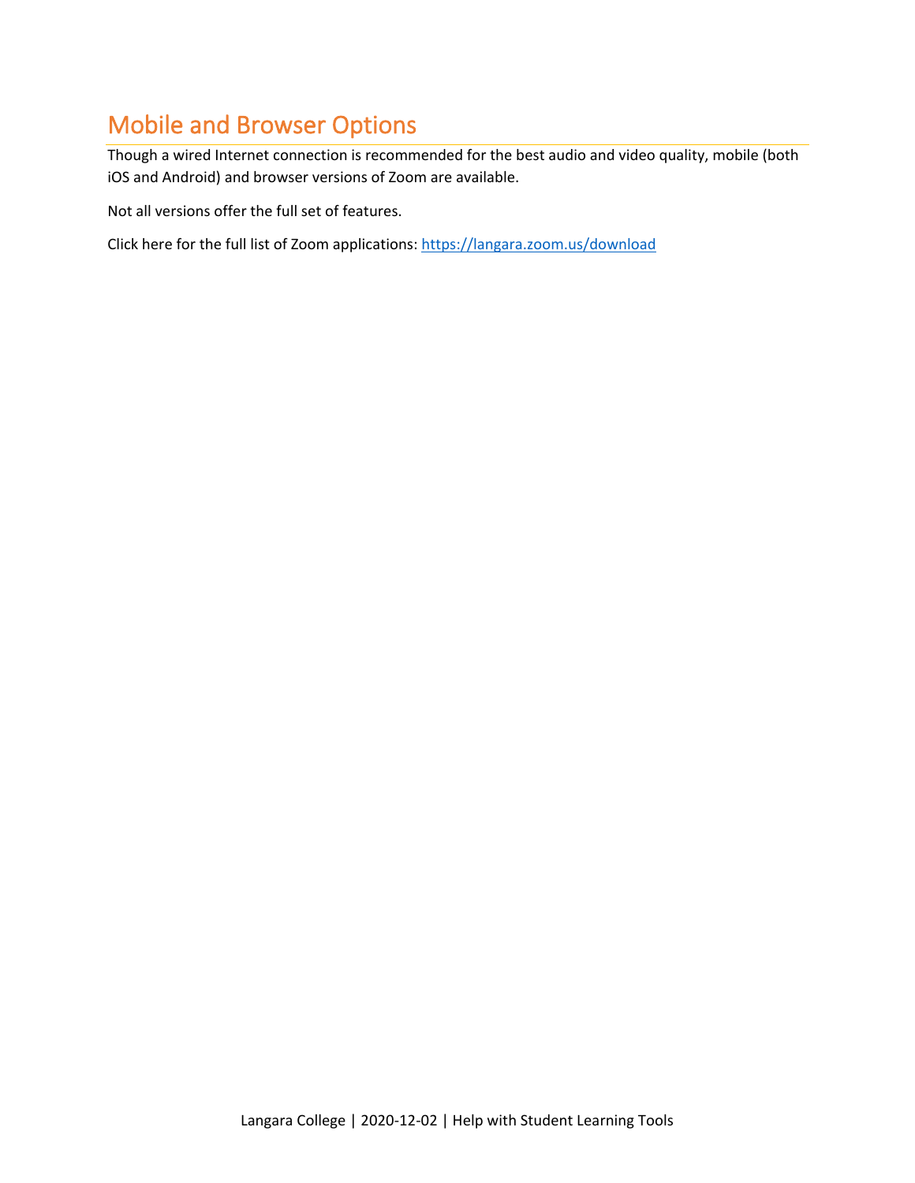## Mobile and Browser Options

Though a wired Internet connection is recommended for the best audio and video quality, mobile (both iOS and Android) and browser versions of Zoom are available.

Not all versions offer the full set of features.

Click here for the full list of Zoom applications: [https://langara.zoom.us/download](https://langara.zoom.us/download)